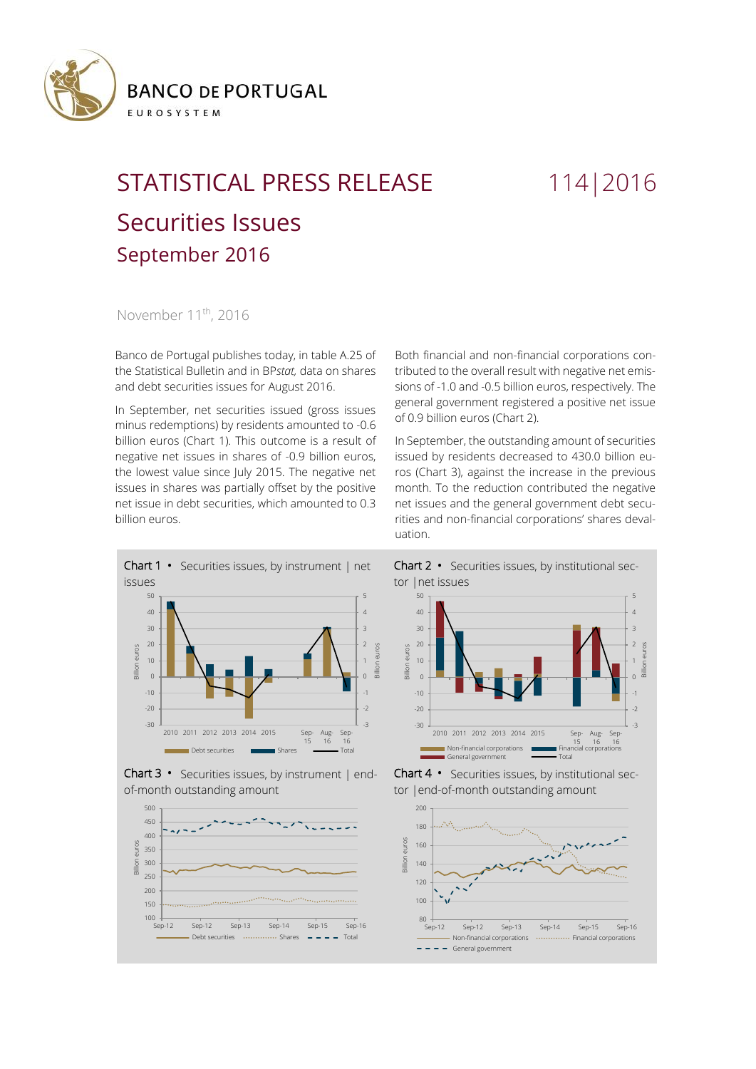BANCO DE PORTUGAL

EUROSYSTEM

# STATISTICAL PRESS RELEASE 114|2016

## Securities Issues

### September 2016

November 11th, 2016

Banco de Portugal publishes today, in table A.25 of the Statistical Bulletin and in BP*stat,* data on shares and debt securities issues for August 2016.

In September, net securities issued (gross issues minus redemptions) by residents amounted to -0.6 billion euros (Chart 1). This outcome is a result of negative net issues in shares of -0.9 billion euros, the lowest value since July 2015. The negative net issues in shares was partially offset by the positive net issue in debt securities, which amounted to 0.3 billion euros.

Both financial and non-financial corporations contributed to the overall result with negative net emissions of -1.0 and -0.5 billion euros, respectively. The general government registered a positive net issue of 0.9 billion euros (Chart 2).

In September, the outstanding amount of securities issued by residents decreased to 430.0 billion euros (Chart 3), against the increase in the previous month. To the reduction contributed the negative net issues and the general government debt securities and non-financial corporations' shares devaluation.

Chart 1 • Securities issues, by instrument | net issues

Chart 2 • Securities issues, by institutional sector | net issues

Chart 3 • Securities issues, by instrument | end-of-month outstanding amount

Chart 4 • Securities issues, by institutional sector | end-of-month outstanding amount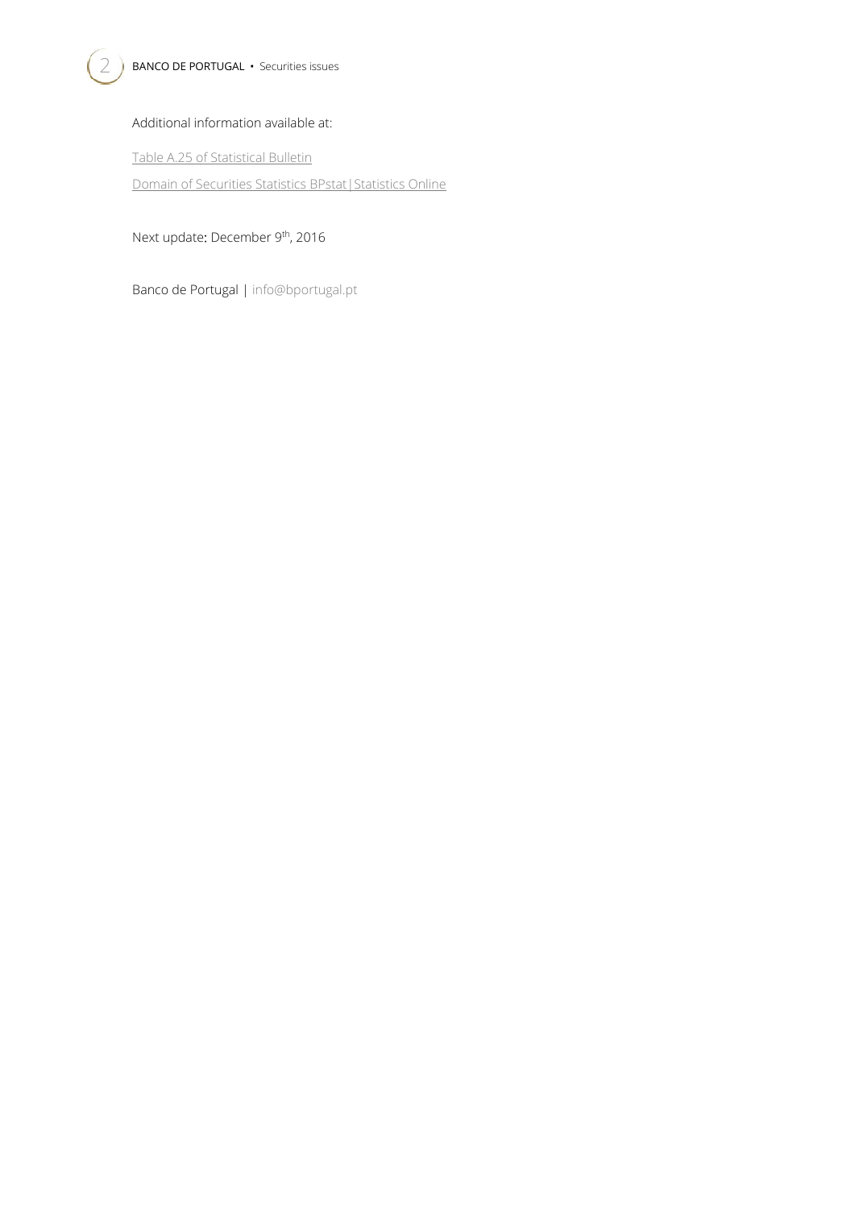Additional information available at:

Table A.25 of Statistical Bulletin

Domain of Securities Statistics BPstat|Statistics Online

Next update: December 9th, 2016

Banco de Portugal | info@bportugal.pt